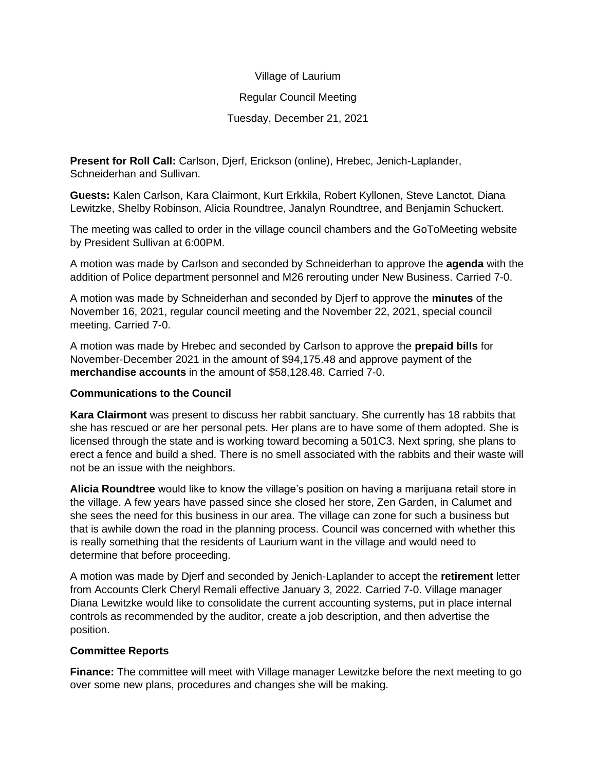Village of Laurium

Regular Council Meeting

Tuesday, December 21, 2021

**Present for Roll Call:** Carlson, Djerf, Erickson (online), Hrebec, Jenich-Laplander, Schneiderhan and Sullivan.

**Guests:** Kalen Carlson, Kara Clairmont, Kurt Erkkila, Robert Kyllonen, Steve Lanctot, Diana Lewitzke, Shelby Robinson, Alicia Roundtree, Janalyn Roundtree, and Benjamin Schuckert.

The meeting was called to order in the village council chambers and the GoToMeeting website by President Sullivan at 6:00PM.

A motion was made by Carlson and seconded by Schneiderhan to approve the **agenda** with the addition of Police department personnel and M26 rerouting under New Business. Carried 7-0.

A motion was made by Schneiderhan and seconded by Djerf to approve the **minutes** of the November 16, 2021, regular council meeting and the November 22, 2021, special council meeting. Carried 7-0.

A motion was made by Hrebec and seconded by Carlson to approve the **prepaid bills** for November-December 2021 in the amount of $94,175.48 and approve payment of the **merchandise accounts** in the amount of $58,128.48. Carried 7-0.

**Communications to the Council**

**Kara Clairmont** was present to discuss her rabbit sanctuary. She currently has 18 rabbits that she has rescued or are her personal pets. Her plans are to have some of them adopted. She is licensed through the state and is working toward becoming a 501C3. Next spring, she plans to erect a fence and build a shed. There is no smell associated with the rabbits and their waste will not be an issue with the neighbors.

**Alicia Roundtree** would like to know the village's position on having a marijuana retail store in the village. A few years have passed since she closed her store, Zen Garden, in Calumet and she sees the need for this business in our area. The village can zone for such a business but that is awhile down the road in the planning process. Council was concerned with whether this is really something that the residents of Laurium want in the village and would need to determine that before proceeding.

A motion was made by Djerf and seconded by Jenich-Laplander to accept the **retirement** letter from Accounts Clerk Cheryl Remali effective January 3, 2022. Carried 7-0. Village manager Diana Lewitzke would like to consolidate the current accounting systems, put in place internal controls as recommended by the auditor, create a job description, and then advertise the position.

**Committee Reports**

**Finance:** The committee will meet with Village manager Lewitzke before the next meeting to go over some new plans, procedures and changes she will be making.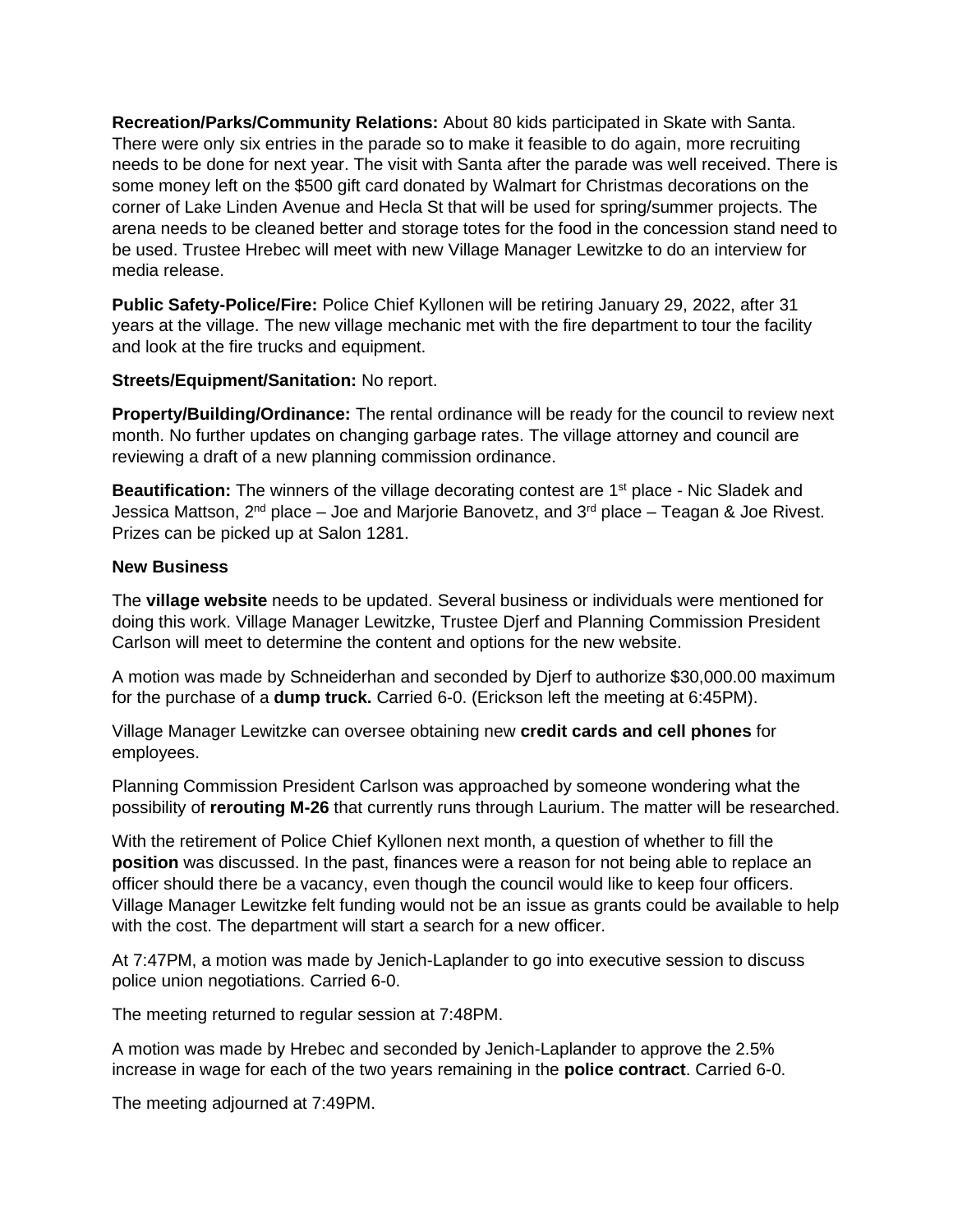**Recreation/Parks/Community Relations:** About 80 kids participated in Skate with Santa. There were only six entries in the parade so to make it feasible to do again, more recruiting needs to be done for next year. The visit with Santa after the parade was well received. There is some money left on the $500 gift card donated by Walmart for Christmas decorations on the corner of Lake Linden Avenue and Hecla St that will be used for spring/summer projects. The arena needs to be cleaned better and storage totes for the food in the concession stand need to be used. Trustee Hrebec will meet with new Village Manager Lewitzke to do an interview for media release.

**Public Safety-Police/Fire:** Police Chief Kyllonen will be retiring January 29, 2022, after 31 years at the village. The new village mechanic met with the fire department to tour the facility and look at the fire trucks and equipment.

**Streets/Equipment/Sanitation:** No report.

**Property/Building/Ordinance:** The rental ordinance will be ready for the council to review next month. No further updates on changing garbage rates. The village attorney and council are reviewing a draft of a new planning commission ordinance.

**Beautification:** The winners of the village decorating contest are 1st place - Nic Sladek and Jessica Mattson, 2nd place – Joe and Marjorie Banovetz, and 3rd place – Teagan & Joe Rivest. Prizes can be picked up at Salon 1281.

**New Business**

The **village website** needs to be updated. Several business or individuals were mentioned for doing this work. Village Manager Lewitzke, Trustee Djerf and Planning Commission President Carlson will meet to determine the content and options for the new website.

A motion was made by Schneiderhan and seconded by Djerf to authorize $30,000.00 maximum for the purchase of a **dump truck.** Carried 6-0. (Erickson left the meeting at 6:45PM).

Village Manager Lewitzke can oversee obtaining new **credit cards and cell phones** for employees.

Planning Commission President Carlson was approached by someone wondering what the possibility of **rerouting M-26** that currently runs through Laurium. The matter will be researched.

With the retirement of Police Chief Kyllonen next month, a question of whether to fill the **position** was discussed. In the past, finances were a reason for not being able to replace an officer should there be a vacancy, even though the council would like to keep four officers. Village Manager Lewitzke felt funding would not be an issue as grants could be available to help with the cost. The department will start a search for a new officer.

At 7:47PM, a motion was made by Jenich-Laplander to go into executive session to discuss police union negotiations. Carried 6-0.

The meeting returned to regular session at 7:48PM.

A motion was made by Hrebec and seconded by Jenich-Laplander to approve the 2.5% increase in wage for each of the two years remaining in the **police contract**. Carried 6-0.

The meeting adjourned at 7:49PM.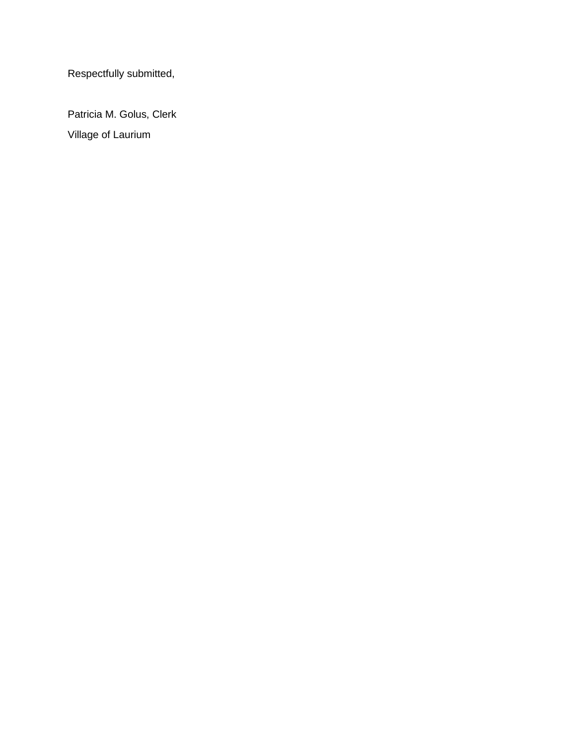Respectfully submitted,

Patricia M. Golus, Clerk

Village of Laurium